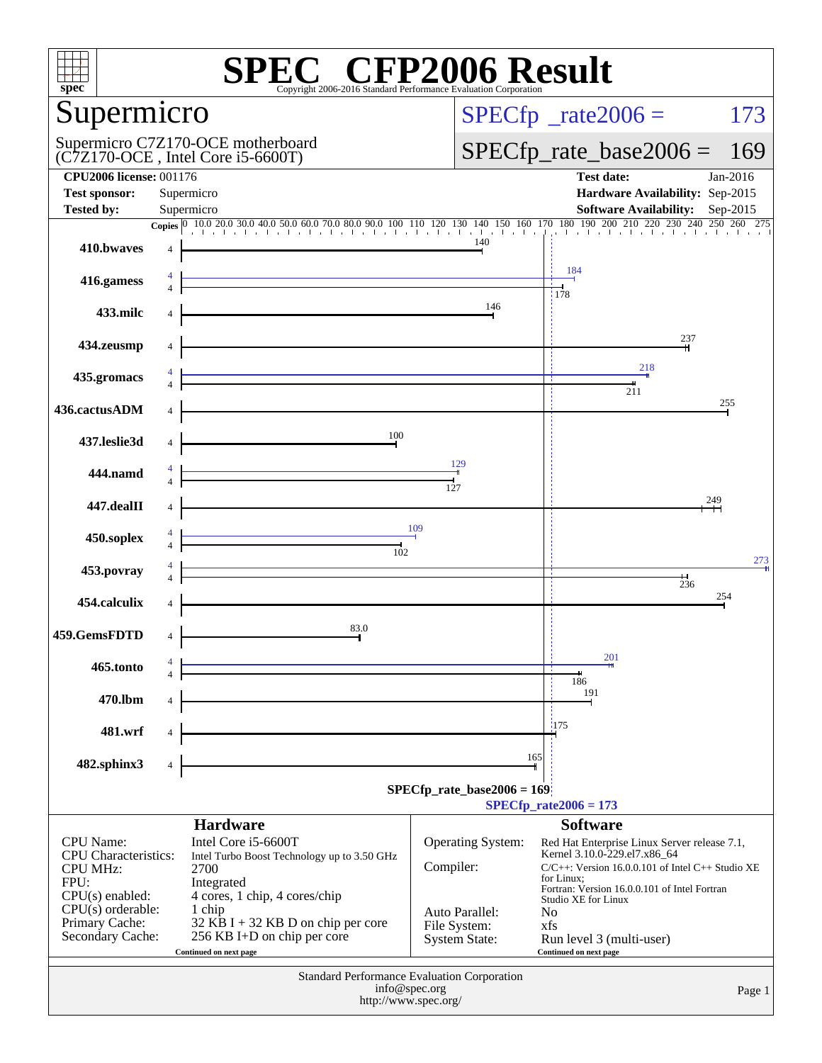# SPEC CFP2006 Result

Copyright 2006-2016 Standard Performance Evaluation Corporation

## Supermicro

Supermicro C7Z170-OCE motherboard
(C7Z170-OCE , Intel Core i5-6600T)

SPECfp_rate2006 = 173

SPECfp_rate_base2006 = 169

| | | | |
|---|---|---|---|
| **CPU2006 license:** | 001176 | **Test date:** | Jan-2016 |
| **Test sponsor:** | Supermicro | **Hardware Availability:** | Sep-2015 |
| **Tested by:** | Supermicro | **Software Availability:** | Sep-2015 |

| Benchmark | Copies | Peak | Base |
|---|---|---|---|
| 410.bwaves | 4 | | 140 |
| 416.gamess | 4 | 184 | 178 |
| 433.milc | 4 | | 146 |
| 434.zeusmp | 4 | | 237 |
| 435.gromacs | 4 | 218 | 211 |
| 436.cactusADM | 4 | | 255 |
| 437.leslie3d | 4 | | 100 |
| 444.namd | 4 | 129 | 127 |
| 447.dealII | 4 | | 249 |
| 450.soplex | 4 | 109 | 102 |
| 453.povray | 4 | 273 | 236 |
| 454.calculix | 4 | | 254 |
| 459.GemsFDTD | 4 | | 83.0 |
| 465.tonto | 4 | 201 | 186 |
| 470.lbm | 4 | | 191 |
| 481.wrf | 4 | | 175 |
| 482.sphinx3 | 4 | | 165 |

SPECfp_rate_base2006 = 169

SPECfp_rate2006 = 173

### Hardware

| | |
|---|---|
| CPU Name: | Intel Core i5-6600T |
| CPU Characteristics: | Intel Turbo Boost Technology up to 3.50 GHz |
| CPU MHz: | 2700 |
| FPU: | Integrated |
| CPU(s) enabled: | 4 cores, 1 chip, 4 cores/chip |
| CPU(s) orderable: | 1 chip |
| Primary Cache: | 32 KB I + 32 KB D on chip per core |
| Secondary Cache: | 256 KB I+D on chip per core |

Continued on next page

### Software

| | |
|---|---|
| Operating System: | Red Hat Enterprise Linux Server release 7.1, Kernel 3.10.0-229.el7.x86_64 |
| Compiler: | C/C++: Version 16.0.0.101 of Intel C++ Studio XE for Linux; Fortran: Version 16.0.0.101 of Intel Fortran Studio XE for Linux |
| Auto Parallel: | No |
| File System: | xfs |
| System State: | Run level 3 (multi-user) |

Continued on next page

Standard Performance Evaluation Corporation
info@spec.org
http://www.spec.org/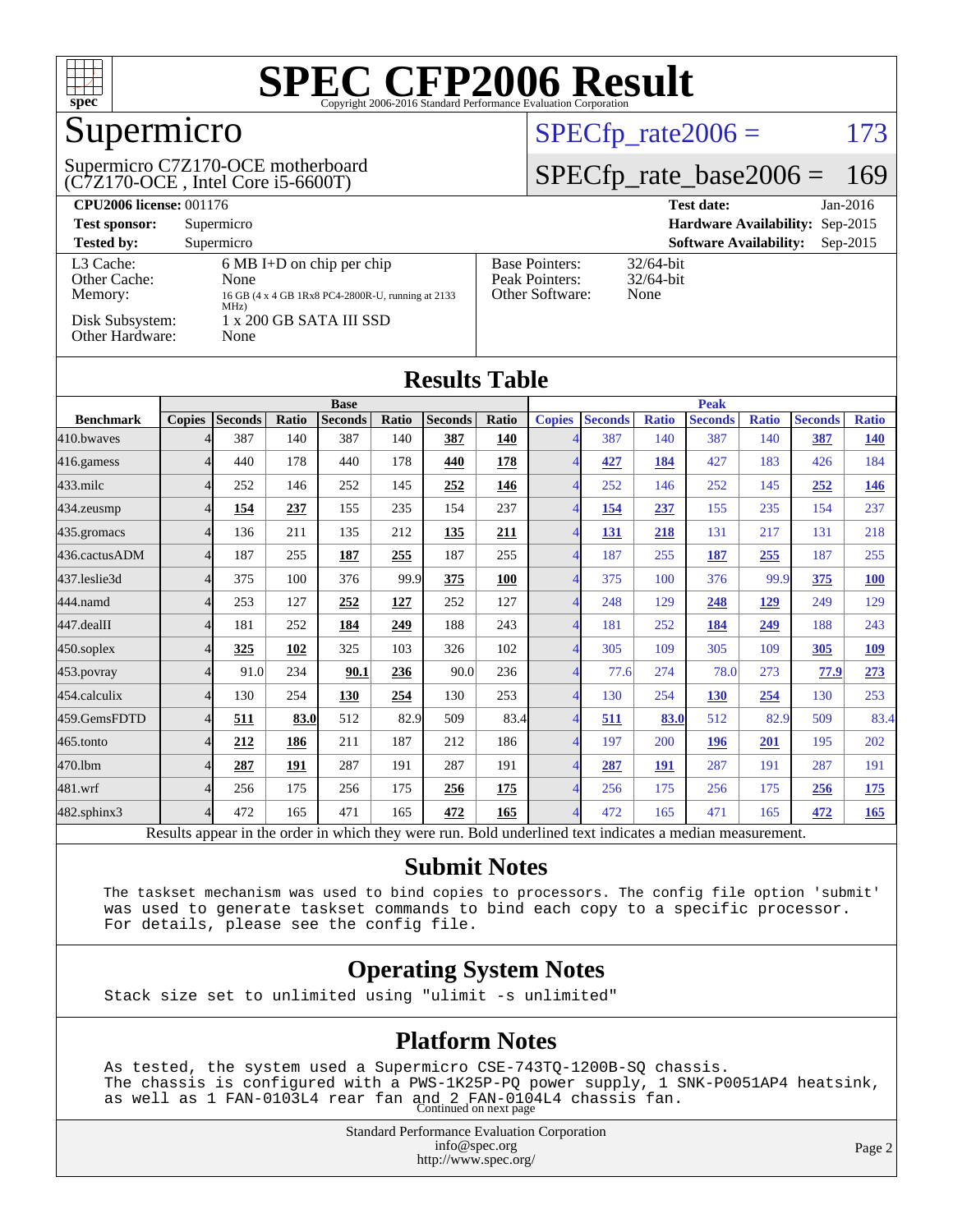# SPEC CFP2006 Result

Copyright 2006-2016 Standard Performance Evaluation Corporation

## Supermicro

Supermicro C7Z170-OCE motherboard
(C7Z170-OCE , Intel Core i5-6600T)

SPECfp_rate2006 = 173

SPECfp_rate_base2006 = 169

**CPU2006 license:** 001176
**Test sponsor:** Supermicro
**Tested by:** Supermicro

**Test date:** Jan-2016
**Hardware Availability:** Sep-2015
**Software Availability:** Sep-2015

| | |
|---|---|
| L3 Cache: | 6 MB I+D on chip per chip |
| Other Cache: | None |
| Memory: | 16 GB (4 x 4 GB 1Rx8 PC4-2800R-U, running at 2133 MHz) |
| Disk Subsystem: | 1 x 200 GB SATA III SSD |
| Other Hardware: | None |

| | |
|---|---|
| Base Pointers: | 32/64-bit |
| Peak Pointers: | 32/64-bit |
| Other Software: | None |

## Results Table

| | Base | | | | | | | Peak | | | | | | |
|---|---|---|---|---|---|---|---|---|---|---|---|---|---|---|
| Benchmark | Copies | Seconds | Ratio | Seconds | Ratio | Seconds | Ratio | Copies | Seconds | Ratio | Seconds | Ratio | Seconds | Ratio |
| 410.bwaves | 4 | 387 | 140 | 387 | 140 | **387** | **140** | 4 | 387 | 140 | 387 | 140 | **387** | **140** |
| 416.gamess | 4 | 440 | 178 | 440 | 178 | **440** | **178** | 4 | **427** | **184** | 427 | 183 | 426 | 184 |
| 433.milc | 4 | 252 | 146 | 252 | 145 | **252** | **146** | 4 | 252 | 146 | 252 | 145 | **252** | **146** |
| 434.zeusmp | 4 | **154** | **237** | 155 | 235 | 154 | 237 | 4 | **154** | **237** | 155 | 235 | 154 | 237 |
| 435.gromacs | 4 | 136 | 211 | 135 | 212 | **135** | **211** | 4 | **131** | **218** | 131 | 217 | 131 | 218 |
| 436.cactusADM | 4 | 187 | 255 | **187** | **255** | 187 | 255 | 4 | 187 | 255 | **187** | **255** | 187 | 255 |
| 437.leslie3d | 4 | 375 | 100 | 376 | 99.9 | **375** | **100** | 4 | 375 | 100 | 376 | 99.9 | **375** | **100** |
| 444.namd | 4 | 253 | 127 | **252** | **127** | 252 | 127 | 4 | 248 | 129 | **248** | **129** | 249 | 129 |
| 447.dealII | 4 | 181 | 252 | **184** | **249** | 188 | 243 | 4 | 181 | 252 | **184** | **249** | 188 | 243 |
| 450.soplex | 4 | **325** | **102** | 325 | 103 | 326 | 102 | 4 | 305 | 109 | 305 | 109 | **305** | **109** |
| 453.povray | 4 | 91.0 | 234 | **90.1** | **236** | 90.0 | 236 | 4 | 77.6 | 274 | 78.0 | 273 | **77.9** | **273** |
| 454.calculix | 4 | 130 | 254 | **130** | **254** | 130 | 253 | 4 | 130 | 254 | **130** | **254** | 130 | 253 |
| 459.GemsFDTD | 4 | **511** | **83.0** | 512 | 82.9 | 509 | 83.4 | 4 | **511** | **83.0** | 512 | 82.9 | 509 | 83.4 |
| 465.tonto | 4 | **212** | **186** | 211 | 187 | 212 | 186 | 4 | 197 | 200 | **196** | **201** | 195 | 202 |
| 470.lbm | 4 | **287** | **191** | 287 | 191 | 287 | 191 | 4 | **287** | **191** | 287 | 191 | 287 | 191 |
| 481.wrf | 4 | 256 | 175 | 256 | 175 | **256** | **175** | 4 | 256 | 175 | 256 | 175 | **256** | **175** |
| 482.sphinx3 | 4 | 472 | 165 | 471 | 165 | **472** | **165** | 4 | 472 | 165 | 471 | 165 | **472** | **165** |

Results appear in the order in which they were run. Bold underlined text indicates a median measurement.

## Submit Notes

```
The taskset mechanism was used to bind copies to processors. The config file option 'submit'
was used to generate taskset commands to bind each copy to a specific processor.
For details, please see the config file.
```

## Operating System Notes

```
Stack size set to unlimited using "ulimit -s unlimited"
```

## Platform Notes

```
As tested, the system used a Supermicro CSE-743TQ-1200B-SQ chassis.
The chassis is configured with a PWS-1K25P-PQ power supply, 1 SNK-P0051AP4 heatsink,
as well as 1 FAN-0103L4 rear fan and 2 FAN-0104L4 chassis fan.
```

Continued on next page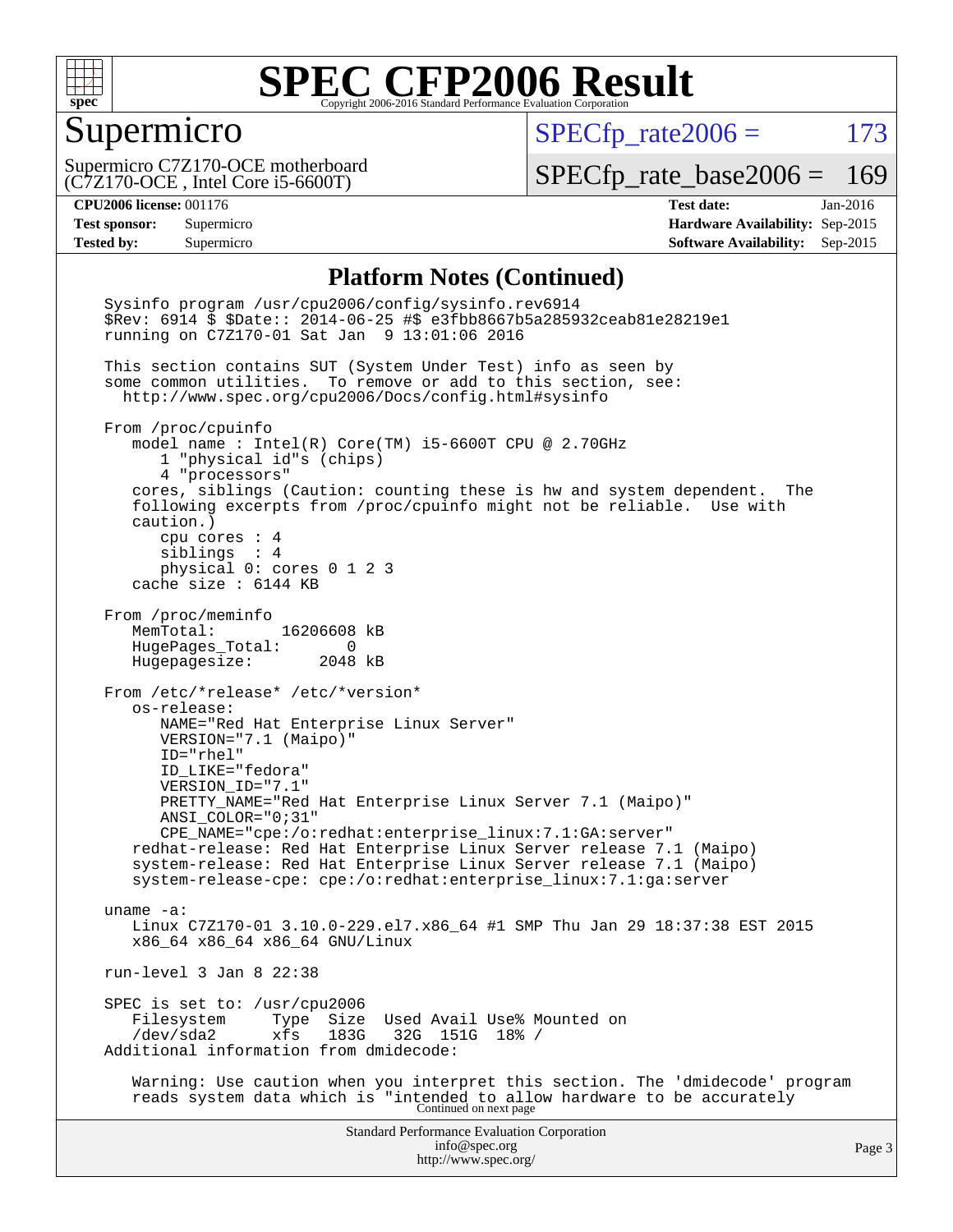# SPEC CFP2006 Result

Copyright 2006-2016 Standard Performance Evaluation Corporation

## Supermicro

Supermicro C7Z170-OCE motherboard
(C7Z170-OCE , Intel Core i5-6600T)

SPECfp_rate2006 = 173

SPECfp_rate_base2006 = 169

**CPU2006 license:** 001176
**Test sponsor:** Supermicro
**Tested by:** Supermicro

**Test date:** Jan-2016
**Hardware Availability:** Sep-2015
**Software Availability:** Sep-2015

### Platform Notes (Continued)

```
Sysinfo program /usr/cpu2006/config/sysinfo.rev6914
$Rev: 6914 $ $Date:: 2014-06-25 #$ e3fbb8667b5a285932ceab81e28219e1
running on C7Z170-01 Sat Jan  9 13:01:06 2016

This section contains SUT (System Under Test) info as seen by
some common utilities.  To remove or add to this section, see:
  http://www.spec.org/cpu2006/Docs/config.html#sysinfo

From /proc/cpuinfo
   model name : Intel(R) Core(TM) i5-6600T CPU @ 2.70GHz
      1 "physical id"s (chips)
      4 "processors"
   cores, siblings (Caution: counting these is hw and system dependent.  The
   following excerpts from /proc/cpuinfo might not be reliable.  Use with
   caution.)
      cpu cores : 4
      siblings  : 4
      physical 0: cores 0 1 2 3
   cache size : 6144 KB

From /proc/meminfo
   MemTotal:       16206608 kB
   HugePages_Total:       0
   Hugepagesize:       2048 kB

From /etc/*release* /etc/*version*
   os-release:
      NAME="Red Hat Enterprise Linux Server"
      VERSION="7.1 (Maipo)"
      ID="rhel"
      ID_LIKE="fedora"
      VERSION_ID="7.1"
      PRETTY_NAME="Red Hat Enterprise Linux Server 7.1 (Maipo)"
      ANSI_COLOR="0;31"
      CPE_NAME="cpe:/o:redhat:enterprise_linux:7.1:GA:server"
   redhat-release: Red Hat Enterprise Linux Server release 7.1 (Maipo)
   system-release: Red Hat Enterprise Linux Server release 7.1 (Maipo)
   system-release-cpe: cpe:/o:redhat:enterprise_linux:7.1:ga:server

uname -a:
   Linux C7Z170-01 3.10.0-229.el7.x86_64 #1 SMP Thu Jan 29 18:37:38 EST 2015
   x86_64 x86_64 x86_64 GNU/Linux

run-level 3 Jan 8 22:38

SPEC is set to: /usr/cpu2006
   Filesystem     Type  Size  Used Avail Use% Mounted on
   /dev/sda2      xfs   183G   32G  151G  18% /
Additional information from dmidecode:

   Warning: Use caution when you interpret this section. The 'dmidecode' program
   reads system data which is "intended to allow hardware to be accurately
```

Continued on next page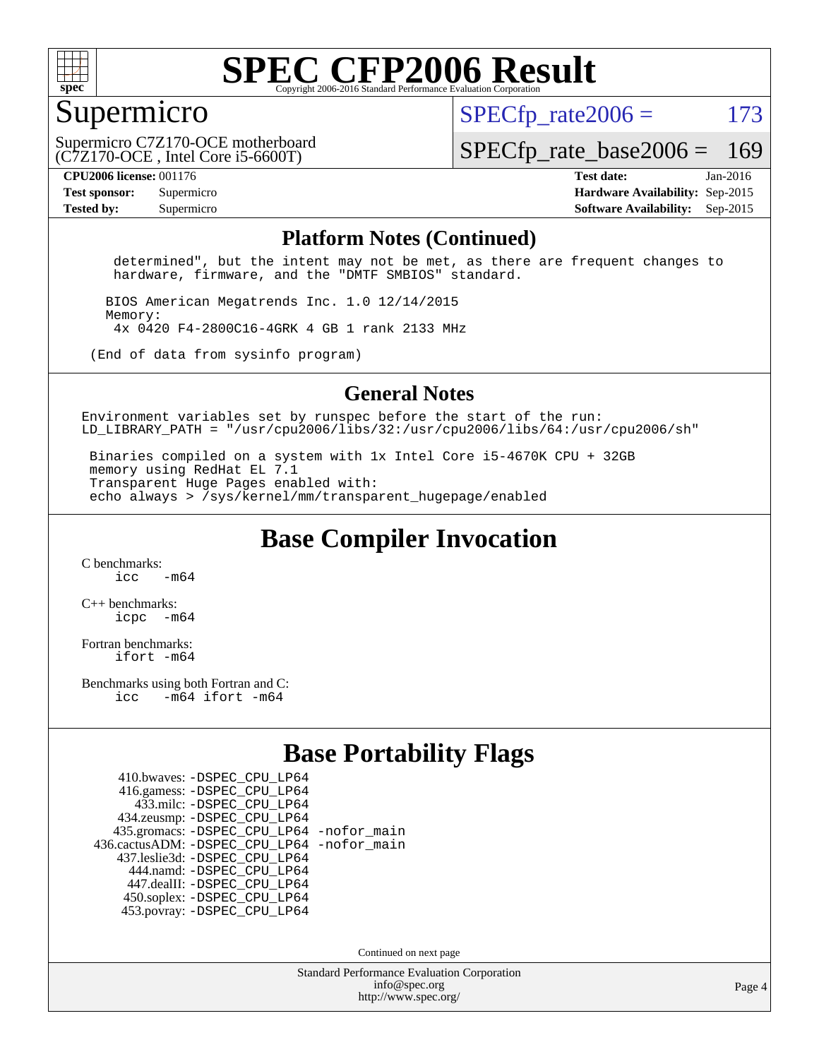# SPEC CFP2006 Result

Copyright 2006-2016 Standard Performance Evaluation Corporation

## Supermicro

Supermicro C7Z170-OCE motherboard
(C7Z170-OCE , Intel Core i5-6600T)

SPECfp_rate2006 = 173

SPECfp_rate_base2006 = 169

| | | | |
|---|---|---|---|
| **CPU2006 license:** 001176 | | **Test date:** | Jan-2016 |
| **Test sponsor:** | Supermicro | **Hardware Availability:** | Sep-2015 |
| **Tested by:** | Supermicro | **Software Availability:** | Sep-2015 |

### Platform Notes (Continued)

```
    determined", but the intent may not be met, as there are frequent changes to
    hardware, firmware, and the "DMTF SMBIOS" standard.

   BIOS American Megatrends Inc. 1.0 12/14/2015
   Memory:
    4x 0420 F4-2800C16-4GRK 4 GB 1 rank 2133 MHz

 (End of data from sysinfo program)
```

### General Notes

```
Environment variables set by runspec before the start of the run:
LD_LIBRARY_PATH = "/usr/cpu2006/libs/32:/usr/cpu2006/libs/64:/usr/cpu2006/sh"

 Binaries compiled on a system with 1x Intel Core i5-4670K CPU + 32GB
 memory using RedHat EL 7.1
 Transparent Huge Pages enabled with:
 echo always > /sys/kernel/mm/transparent_hugepage/enabled
```

## Base Compiler Invocation

C benchmarks:
  icc  -m64

C++ benchmarks:
  icpc  -m64

Fortran benchmarks:
  ifort -m64

Benchmarks using both Fortran and C:
  icc  -m64 ifort -m64

## Base Portability Flags

410.bwaves: -DSPEC_CPU_LP64
416.gamess: -DSPEC_CPU_LP64
433.milc: -DSPEC_CPU_LP64
434.zeusmp: -DSPEC_CPU_LP64
435.gromacs: -DSPEC_CPU_LP64 -nofor_main
436.cactusADM: -DSPEC_CPU_LP64 -nofor_main
437.leslie3d: -DSPEC_CPU_LP64
444.namd: -DSPEC_CPU_LP64
447.dealII: -DSPEC_CPU_LP64
450.soplex: -DSPEC_CPU_LP64
453.povray: -DSPEC_CPU_LP64

Continued on next page

Standard Performance Evaluation Corporation
info@spec.org
http://www.spec.org/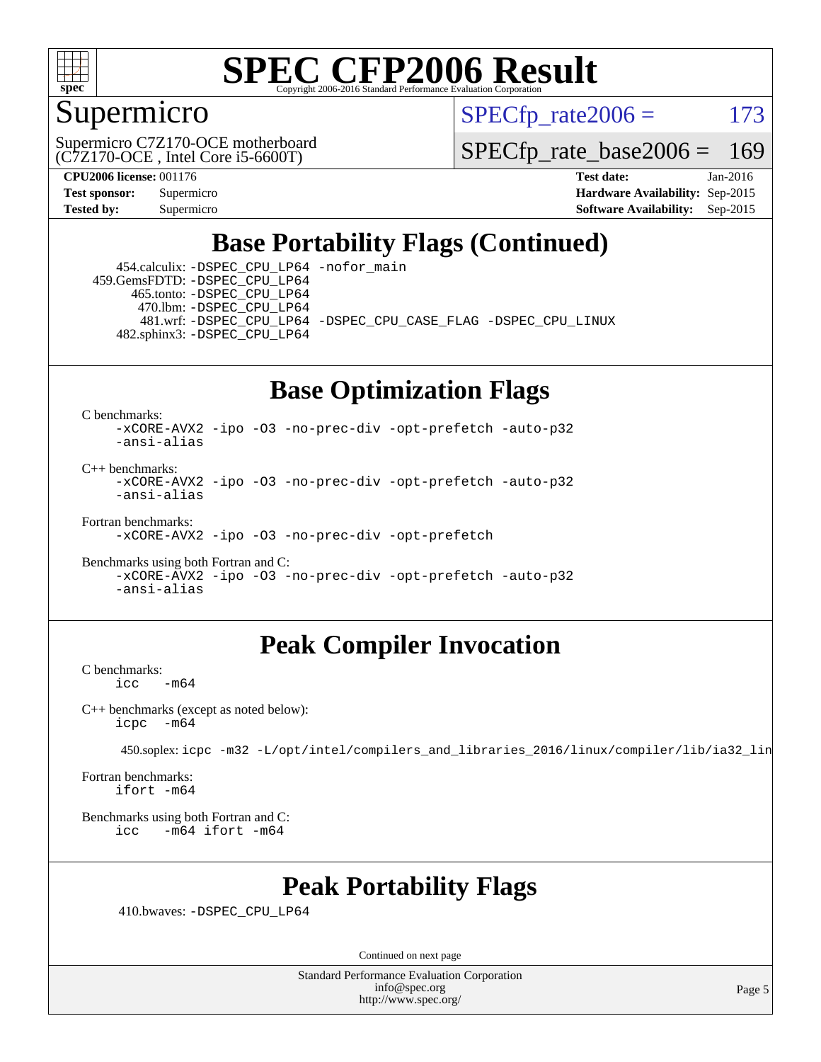# SPEC CFP2006 Result

Copyright 2006-2016 Standard Performance Evaluation Corporation

## Supermicro

Supermicro C7Z170-OCE motherboard (C7Z170-OCE , Intel Core i5-6600T)

SPECfp_rate2006 = 173

SPECfp_rate_base2006 = 169

**CPU2006 license:** 001176 | **Test date:** Jan-2016
**Test sponsor:** Supermicro | **Hardware Availability:** Sep-2015
**Tested by:** Supermicro | **Software Availability:** Sep-2015

## Base Portability Flags (Continued)

454.calculix: -DSPEC_CPU_LP64 -nofor_main
459.GemsFDTD: -DSPEC_CPU_LP64
465.tonto: -DSPEC_CPU_LP64
470.lbm: -DSPEC_CPU_LP64
481.wrf: -DSPEC_CPU_LP64 -DSPEC_CPU_CASE_FLAG -DSPEC_CPU_LINUX
482.sphinx3: -DSPEC_CPU_LP64

## Base Optimization Flags

C benchmarks:
-xCORE-AVX2 -ipo -O3 -no-prec-div -opt-prefetch -auto-p32 -ansi-alias

C++ benchmarks:
-xCORE-AVX2 -ipo -O3 -no-prec-div -opt-prefetch -auto-p32 -ansi-alias

Fortran benchmarks:
-xCORE-AVX2 -ipo -O3 -no-prec-div -opt-prefetch

Benchmarks using both Fortran and C:
-xCORE-AVX2 -ipo -O3 -no-prec-div -opt-prefetch -auto-p32 -ansi-alias

## Peak Compiler Invocation

C benchmarks:
icc -m64

C++ benchmarks (except as noted below):
icpc -m64

450.soplex: icpc -m32 -L/opt/intel/compilers_and_libraries_2016/linux/compiler/lib/ia32_lin

Fortran benchmarks:
ifort -m64

Benchmarks using both Fortran and C:
icc -m64 ifort -m64

## Peak Portability Flags

410.bwaves: -DSPEC_CPU_LP64

Continued on next page

Standard Performance Evaluation Corporation
info@spec.org
http://www.spec.org/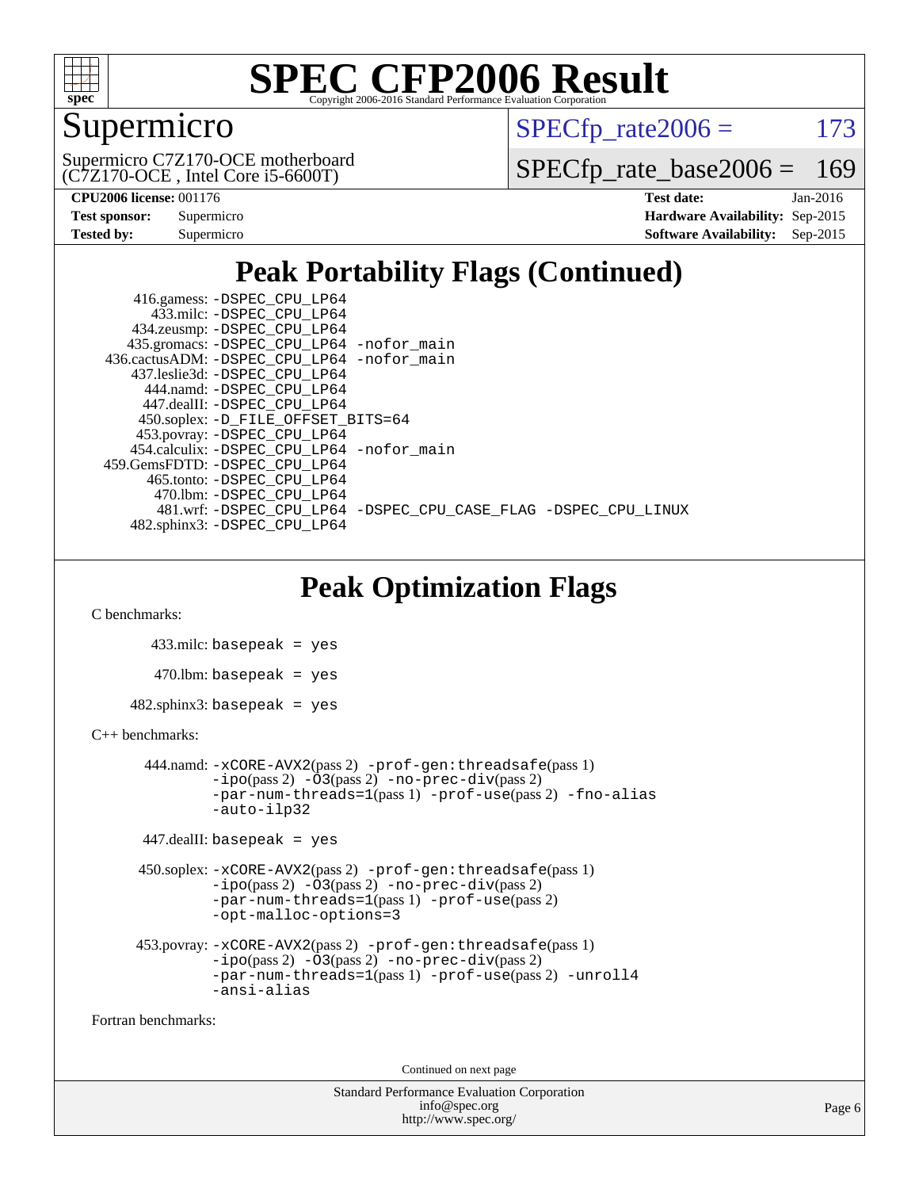# SPEC CFP2006 Result

Copyright 2006-2016 Standard Performance Evaluation Corporation

## Supermicro

Supermicro C7Z170-OCE motherboard
(C7Z170-OCE , Intel Core i5-6600T)

SPECfp_rate2006 = 173

SPECfp_rate_base2006 = 169

| **CPU2006 license:** 001176 | **Test date:** Jan-2016 |
|---|---|
| **Test sponsor:** Supermicro | **Hardware Availability:** Sep-2015 |
| **Tested by:** Supermicro | **Software Availability:** Sep-2015 |

## Peak Portability Flags (Continued)

```
     416.gamess: -DSPEC_CPU_LP64
       433.milc: -DSPEC_CPU_LP64
     434.zeusmp: -DSPEC_CPU_LP64
    435.gromacs: -DSPEC_CPU_LP64 -nofor_main
 436.cactusADM: -DSPEC_CPU_LP64 -nofor_main
   437.leslie3d: -DSPEC_CPU_LP64
      444.namd: -DSPEC_CPU_LP64
    447.dealII: -DSPEC_CPU_LP64
    450.soplex: -D_FILE_OFFSET_BITS=64
    453.povray: -DSPEC_CPU_LP64
   454.calculix: -DSPEC_CPU_LP64 -nofor_main
 459.GemsFDTD: -DSPEC_CPU_LP64
     465.tonto: -DSPEC_CPU_LP64
       470.lbm: -DSPEC_CPU_LP64
       481.wrf: -DSPEC_CPU_LP64 -DSPEC_CPU_CASE_FLAG -DSPEC_CPU_LINUX
    482.sphinx3: -DSPEC_CPU_LP64
```

## Peak Optimization Flags

C benchmarks:

```
433.milc: basepeak = yes

470.lbm: basepeak = yes

482.sphinx3: basepeak = yes
```

C++ benchmarks:

```
444.namd: -xCORE-AVX2(pass 2) -prof-gen:threadsafe(pass 1)
          -ipo(pass 2) -O3(pass 2) -no-prec-div(pass 2)
          -par-num-threads=1(pass 1) -prof-use(pass 2) -fno-alias
          -auto-ilp32

447.dealII: basepeak = yes

450.soplex: -xCORE-AVX2(pass 2) -prof-gen:threadsafe(pass 1)
            -ipo(pass 2) -O3(pass 2) -no-prec-div(pass 2)
            -par-num-threads=1(pass 1) -prof-use(pass 2)
            -opt-malloc-options=3

453.povray: -xCORE-AVX2(pass 2) -prof-gen:threadsafe(pass 1)
            -ipo(pass 2) -O3(pass 2) -no-prec-div(pass 2)
            -par-num-threads=1(pass 1) -prof-use(pass 2) -unroll4
            -ansi-alias
```

Fortran benchmarks:

Continued on next page

Standard Performance Evaluation Corporation
info@spec.org
http://www.spec.org/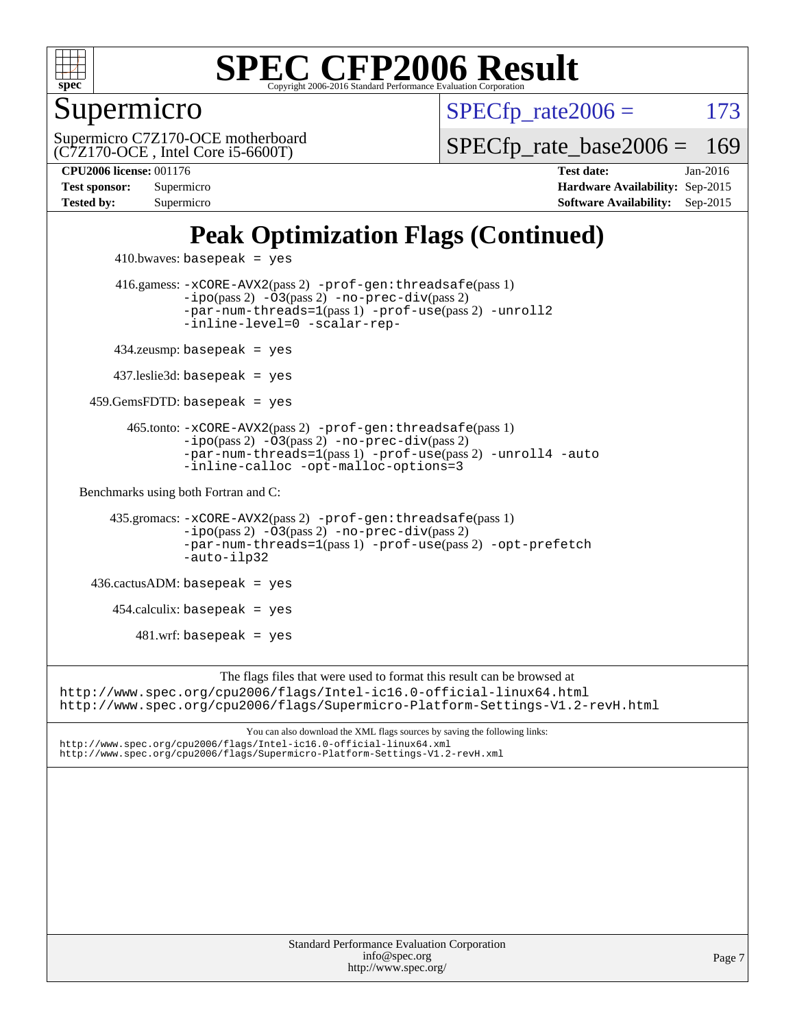# SPEC CFP2006 Result

Copyright 2006-2016 Standard Performance Evaluation Corporation

## Supermicro

Supermicro C7Z170-OCE motherboard
(C7Z170-OCE , Intel Core i5-6600T)

SPECfp_rate2006 = 173

SPECfp_rate_base2006 = 169

**CPU2006 license:** 001176
**Test sponsor:** Supermicro
**Tested by:** Supermicro

**Test date:** Jan-2016
**Hardware Availability:** Sep-2015
**Software Availability:** Sep-2015

## Peak Optimization Flags (Continued)

410.bwaves: `basepeak = yes`

416.gamess: `-xCORE-AVX2`(pass 2) `-prof-gen:threadsafe`(pass 1) `-ipo`(pass 2) `-O3`(pass 2) `-no-prec-div`(pass 2) `-par-num-threads=1`(pass 1) `-prof-use`(pass 2) `-unroll2` `-inline-level=0` `-scalar-rep-`

434.zeusmp: `basepeak = yes`

437.leslie3d: `basepeak = yes`

459.GemsFDTD: `basepeak = yes`

465.tonto: `-xCORE-AVX2`(pass 2) `-prof-gen:threadsafe`(pass 1) `-ipo`(pass 2) `-O3`(pass 2) `-no-prec-div`(pass 2) `-par-num-threads=1`(pass 1) `-prof-use`(pass 2) `-unroll4` `-auto` `-inline-calloc` `-opt-malloc-options=3`

Benchmarks using both Fortran and C:

435.gromacs: `-xCORE-AVX2`(pass 2) `-prof-gen:threadsafe`(pass 1) `-ipo`(pass 2) `-O3`(pass 2) `-no-prec-div`(pass 2) `-par-num-threads=1`(pass 1) `-prof-use`(pass 2) `-opt-prefetch` `-auto-ilp32`

436.cactusADM: `basepeak = yes`

454.calculix: `basepeak = yes`

481.wrf: `basepeak = yes`

The flags files that were used to format this result can be browsed at
http://www.spec.org/cpu2006/flags/Intel-ic16.0-official-linux64.html
http://www.spec.org/cpu2006/flags/Supermicro-Platform-Settings-V1.2-revH.html

You can also download the XML flags sources by saving the following links:
http://www.spec.org/cpu2006/flags/Intel-ic16.0-official-linux64.xml
http://www.spec.org/cpu2006/flags/Supermicro-Platform-Settings-V1.2-revH.xml

Standard Performance Evaluation Corporation
info@spec.org
http://www.spec.org/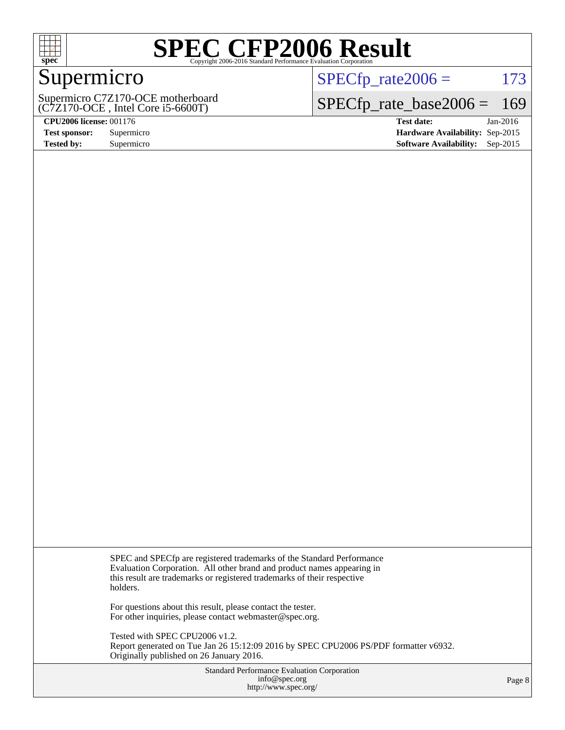SPEC and SPECfp are registered trademarks of the Standard Performance Evaluation Corporation. All other brand and product names appearing in this result are trademarks or registered trademarks of their respective holders.

For questions about this result, please contact the tester.
For other inquiries, please contact webmaster@spec.org.

Tested with SPEC CPU2006 v1.2.
Report generated on Tue Jan 26 15:12:09 2016 by SPEC CPU2006 PS/PDF formatter v6932.
Originally published on 26 January 2016.